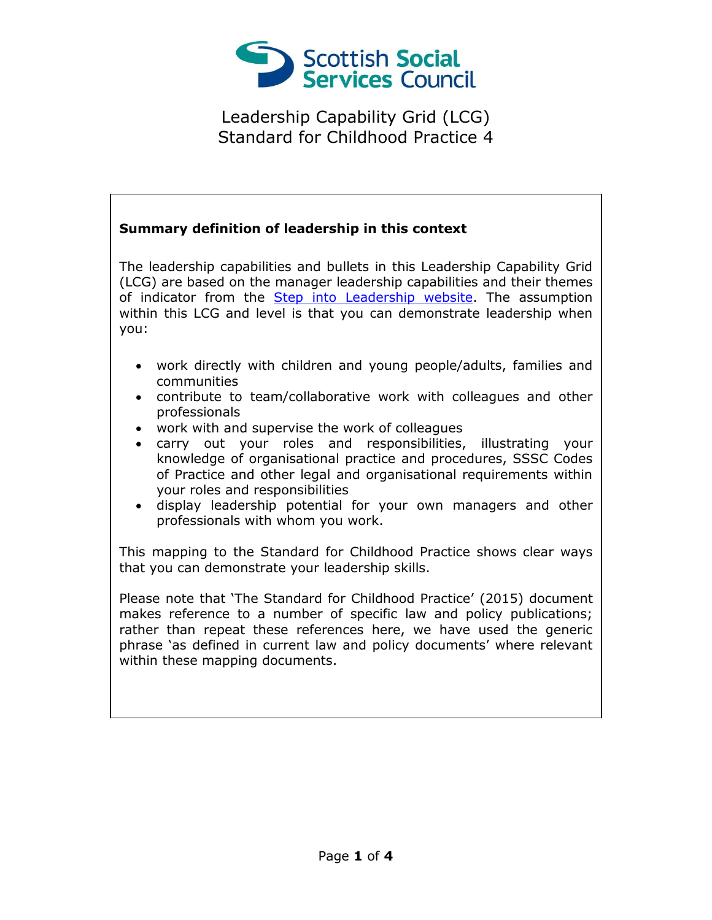Scottish Social Services Council

# Leadership Capability Grid (LCG) Standard for Childhood Practice 4

**Summary definition of leadership in this context**

The leadership capabilities and bullets in this Leadership Capability Grid (LCG) are based on the manager leadership capabilities and their themes of indicator from the [Step into Leadership website](). The assumption within this LCG and level is that you can demonstrate leadership when you:

- work directly with children and young people/adults, families and communities
- contribute to team/collaborative work with colleagues and other professionals
- work with and supervise the work of colleagues
- carry out your roles and responsibilities, illustrating your knowledge of organisational practice and procedures, SSSC Codes of Practice and other legal and organisational requirements within your roles and responsibilities
- display leadership potential for your own managers and other professionals with whom you work.

This mapping to the Standard for Childhood Practice shows clear ways that you can demonstrate your leadership skills.

Please note that 'The Standard for Childhood Practice' (2015) document makes reference to a number of specific law and policy publications; rather than repeat these references here, we have used the generic phrase 'as defined in current law and policy documents' where relevant within these mapping documents.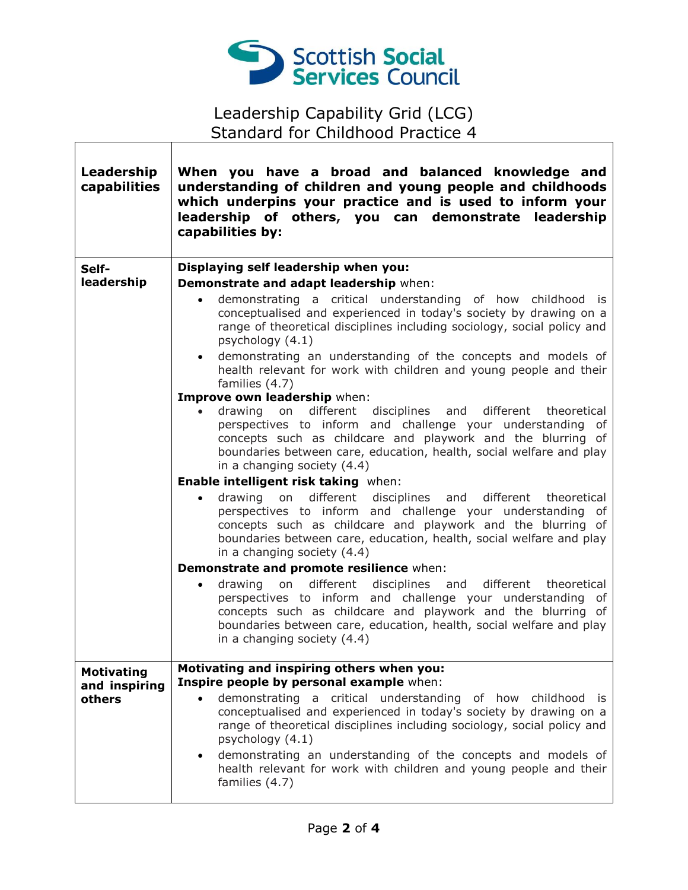Scottish Social Services Council

# Leadership Capability Grid (LCG)
# Standard for Childhood Practice 4

| **Leadership capabilities** | **When you have a broad and balanced knowledge and understanding of children and young people and childhoods which underpins your practice and is used to inform your leadership of others, you can demonstrate leadership capabilities by:** |
| --- | --- |
| **Self-leadership** | **Displaying self leadership when you:**<br>**Demonstrate and adapt leadership** when:<br>• demonstrating a critical understanding of how childhood is conceptualised and experienced in today's society by drawing on a range of theoretical disciplines including sociology, social policy and psychology (4.1)<br>• demonstrating an understanding of the concepts and models of health relevant for work with children and young people and their families (4.7)<br>**Improve own leadership** when:<br>• drawing on different disciplines and different theoretical perspectives to inform and challenge your understanding of concepts such as childcare and playwork and the blurring of boundaries between care, education, health, social welfare and play in a changing society (4.4)<br>**Enable intelligent risk taking** when:<br>• drawing on different disciplines and different theoretical perspectives to inform and challenge your understanding of concepts such as childcare and playwork and the blurring of boundaries between care, education, health, social welfare and play in a changing society (4.4)<br>**Demonstrate and promote resilience** when:<br>• drawing on different disciplines and different theoretical perspectives to inform and challenge your understanding of concepts such as childcare and playwork and the blurring of boundaries between care, education, health, social welfare and play in a changing society (4.4) |
| **Motivating and inspiring others** | **Motivating and inspiring others when you:**<br>**Inspire people by personal example** when:<br>• demonstrating a critical understanding of how childhood is conceptualised and experienced in today's society by drawing on a range of theoretical disciplines including sociology, social policy and psychology (4.1)<br>• demonstrating an understanding of the concepts and models of health relevant for work with children and young people and their families (4.7) |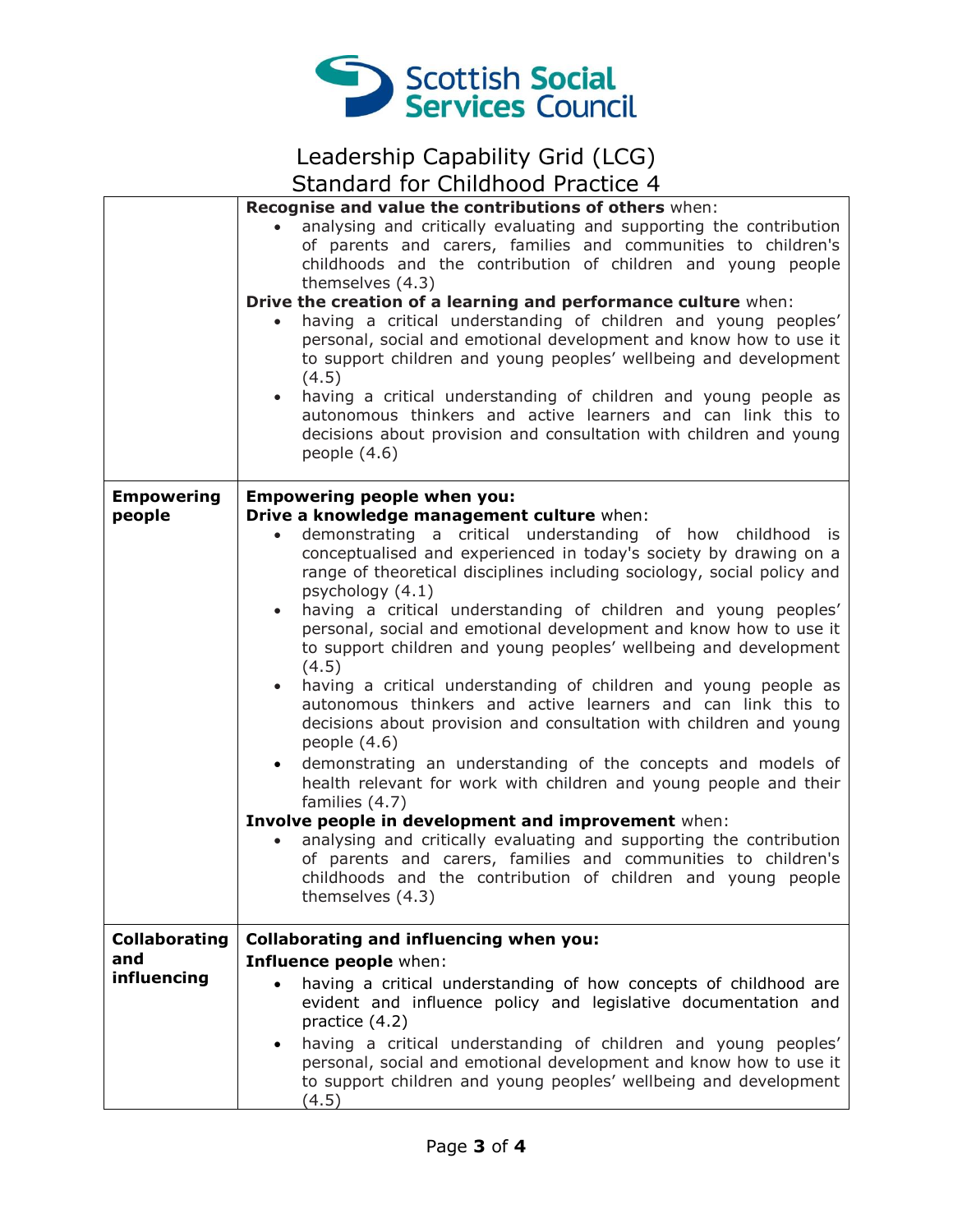# Leadership Capability Grid (LCG)

## Standard for Childhood Practice 4

| | |
|---|---|
| | **Recognise and value the contributions of others** when:<br>• analysing and critically evaluating and supporting the contribution of parents and carers, families and communities to children's childhoods and the contribution of children and young people themselves (4.3)<br>**Drive the creation of a learning and performance culture** when:<br>• having a critical understanding of children and young peoples' personal, social and emotional development and know how to use it to support children and young peoples' wellbeing and development (4.5)<br>• having a critical understanding of children and young people as autonomous thinkers and active learners and can link this to decisions about provision and consultation with children and young people (4.6) |
| **Empowering people** | **Empowering people when you:**<br>**Drive a knowledge management culture** when:<br>• demonstrating a critical understanding of how childhood is conceptualised and experienced in today's society by drawing on a range of theoretical disciplines including sociology, social policy and psychology (4.1)<br>• having a critical understanding of children and young peoples' personal, social and emotional development and know how to use it to support children and young peoples' wellbeing and development (4.5)<br>• having a critical understanding of children and young people as autonomous thinkers and active learners and can link this to decisions about provision and consultation with children and young people (4.6)<br>• demonstrating an understanding of the concepts and models of health relevant for work with children and young people and their families (4.7)<br>**Involve people in development and improvement** when:<br>• analysing and critically evaluating and supporting the contribution of parents and carers, families and communities to children's childhoods and the contribution of children and young people themselves (4.3) |
| **Collaborating and influencing** | **Collaborating and influencing when you:**<br>**Influence people** when:<br>• having a critical understanding of how concepts of childhood are evident and influence policy and legislative documentation and practice (4.2)<br>• having a critical understanding of children and young peoples' personal, social and emotional development and know how to use it to support children and young peoples' wellbeing and development (4.5) |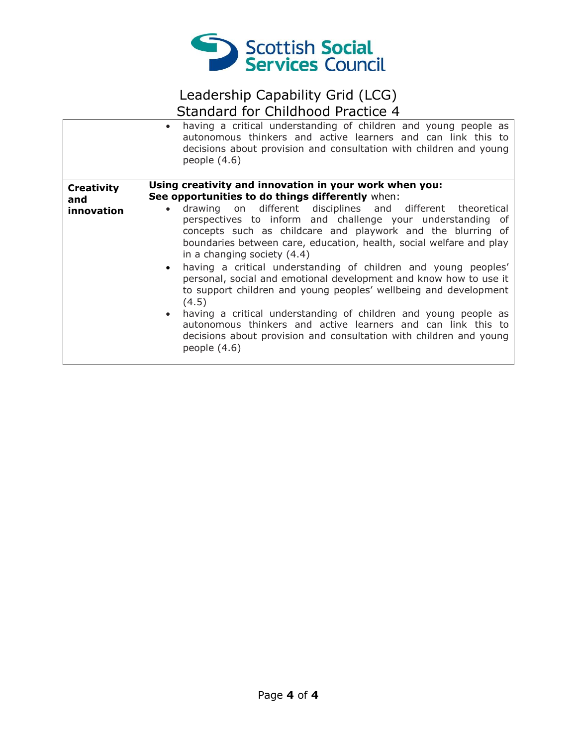# Leadership Capability Grid (LCG)

## Standard for Childhood Practice 4

| | |
|---|---|
| | • having a critical understanding of children and young people as autonomous thinkers and active learners and can link this to decisions about provision and consultation with children and young people (4.6) |
| **Creativity and innovation** | **Using creativity and innovation in your work when you:** <br> **See opportunities to do things differently** when: <br> • drawing on different disciplines and different theoretical perspectives to inform and challenge your understanding of concepts such as childcare and playwork and the blurring of boundaries between care, education, health, social welfare and play in a changing society (4.4) <br> • having a critical understanding of children and young peoples' personal, social and emotional development and know how to use it to support children and young peoples' wellbeing and development (4.5) <br> • having a critical understanding of children and young people as autonomous thinkers and active learners and can link this to decisions about provision and consultation with children and young people (4.6) |